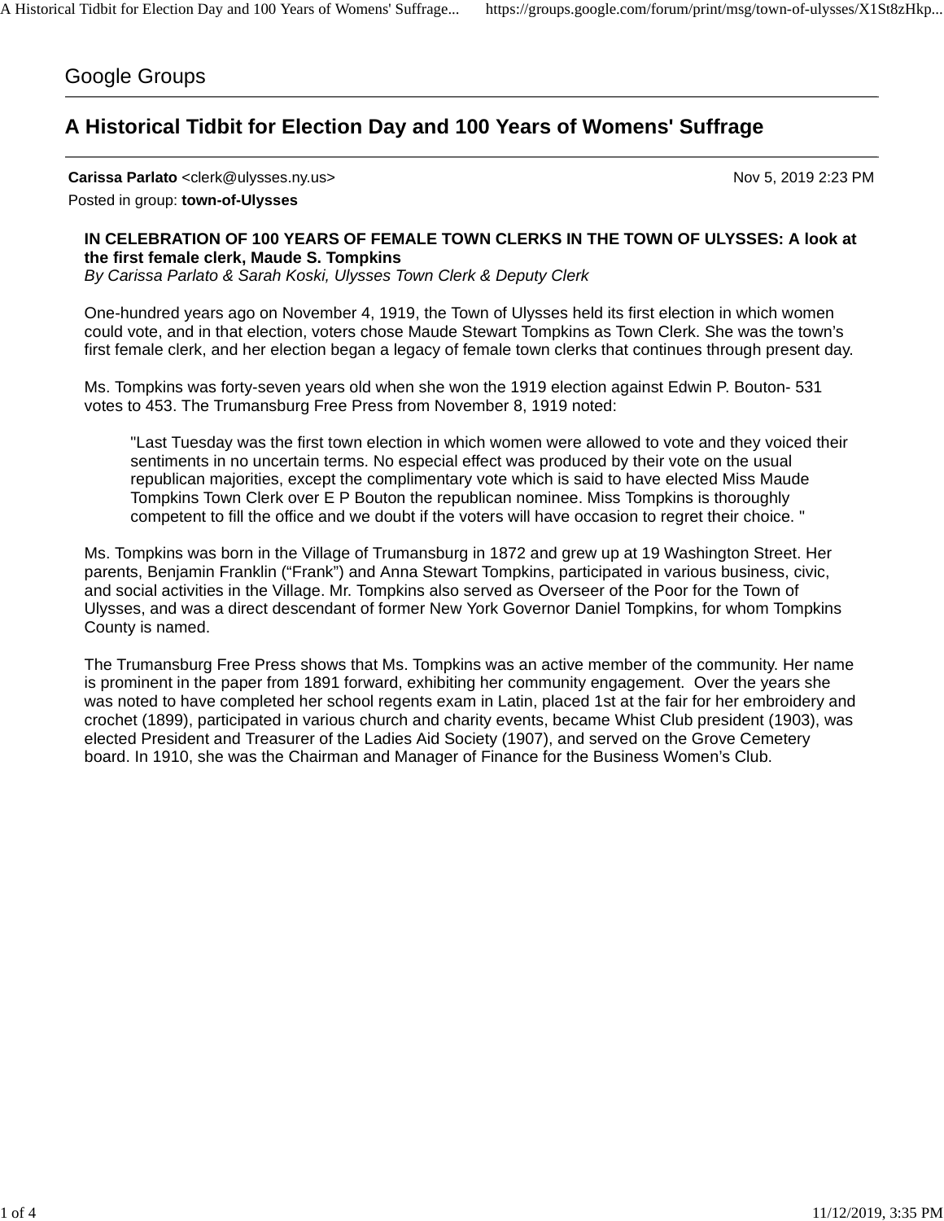Google Groups

# A Historical Tidbit for Election Day and 100 Years of Womens' Suffrage

**Carissa Parlato** <clerk@ulysses.ny.us> Nov 5, 2019 2:23 PM

Posted in group: **town-of-Ulysses**

**IN CELEBRATION OF 100 YEARS OF FEMALE TOWN CLERKS IN THE TOWN OF ULYSSES: A look at the first female clerk, Maude S. Tompkins**

*By Carissa Parlato & Sarah Koski, Ulysses Town Clerk & Deputy Clerk*

One-hundred years ago on November 4, 1919, the Town of Ulysses held its first election in which women could vote, and in that election, voters chose Maude Stewart Tompkins as Town Clerk. She was the town's first female clerk, and her election began a legacy of female town clerks that continues through present day.

Ms. Tompkins was forty-seven years old when she won the 1919 election against Edwin P. Bouton- 531 votes to 453. The Trumansburg Free Press from November 8, 1919 noted:

> "Last Tuesday was the first town election in which women were allowed to vote and they voiced their sentiments in no uncertain terms. No especial effect was produced by their vote on the usual republican majorities, except the complimentary vote which is said to have elected Miss Maude Tompkins Town Clerk over E P Bouton the republican nominee. Miss Tompkins is thoroughly competent to fill the office and we doubt if the voters will have occasion to regret their choice. "

Ms. Tompkins was born in the Village of Trumansburg in 1872 and grew up at 19 Washington Street. Her parents, Benjamin Franklin ("Frank") and Anna Stewart Tompkins, participated in various business, civic, and social activities in the Village. Mr. Tompkins also served as Overseer of the Poor for the Town of Ulysses, and was a direct descendant of former New York Governor Daniel Tompkins, for whom Tompkins County is named.

The Trumansburg Free Press shows that Ms. Tompkins was an active member of the community. Her name is prominent in the paper from 1891 forward, exhibiting her community engagement. Over the years she was noted to have completed her school regents exam in Latin, placed 1st at the fair for her embroidery and crochet (1899), participated in various church and charity events, became Whist Club president (1903), was elected President and Treasurer of the Ladies Aid Society (1907), and served on the Grove Cemetery board. In 1910, she was the Chairman and Manager of Finance for the Business Women's Club.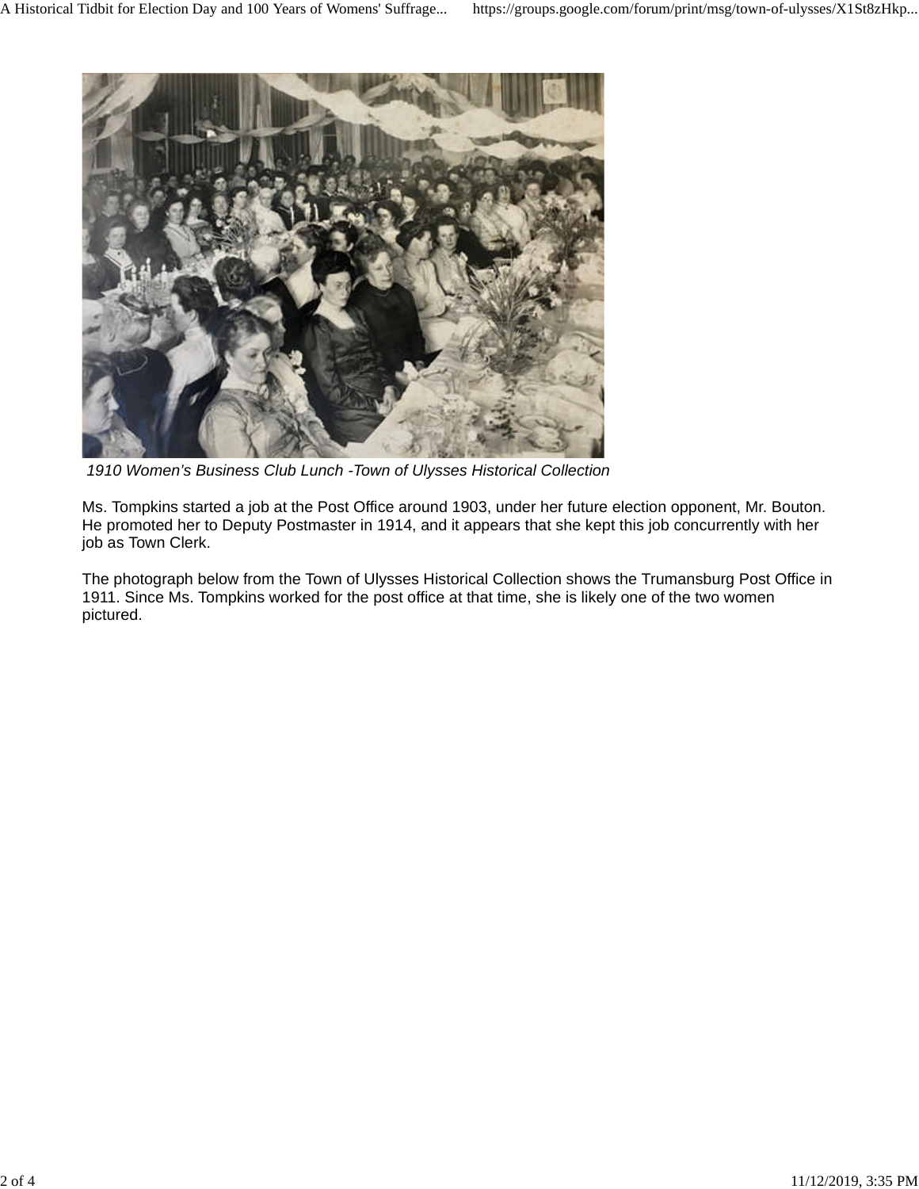*1910 Women's Business Club Lunch -Town of Ulysses Historical Collection*

Ms. Tompkins started a job at the Post Office around 1903, under her future election opponent, Mr. Bouton. He promoted her to Deputy Postmaster in 1914, and it appears that she kept this job concurrently with her job as Town Clerk.

The photograph below from the Town of Ulysses Historical Collection shows the Trumansburg Post Office in 1911. Since Ms. Tompkins worked for the post office at that time, she is likely one of the two women pictured.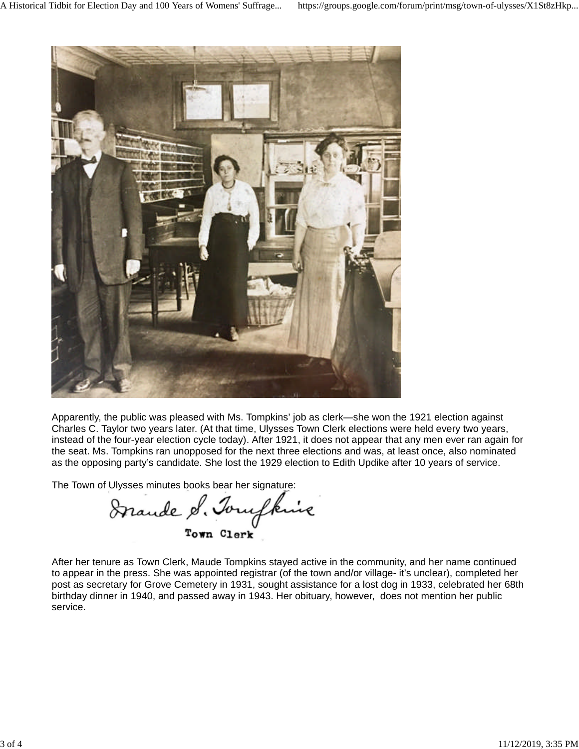Apparently, the public was pleased with Ms. Tompkins' job as clerk—she won the 1921 election against Charles C. Taylor two years later. (At that time, Ulysses Town Clerk elections were held every two years, instead of the four-year election cycle today). After 1921, it does not appear that any men ever ran again for the seat. Ms. Tompkins ran unopposed for the next three elections and was, at least once, also nominated as the opposing party's candidate. She lost the 1929 election to Edith Updike after 10 years of service.

The Town of Ulysses minutes books bear her signature:

Maude S. Tompkins
Town Clerk

After her tenure as Town Clerk, Maude Tompkins stayed active in the community, and her name continued to appear in the press. She was appointed registrar (of the town and/or village- it's unclear), completed her post as secretary for Grove Cemetery in 1931, sought assistance for a lost dog in 1933, celebrated her 68th birthday dinner in 1940, and passed away in 1943. Her obituary, however, does not mention her public service.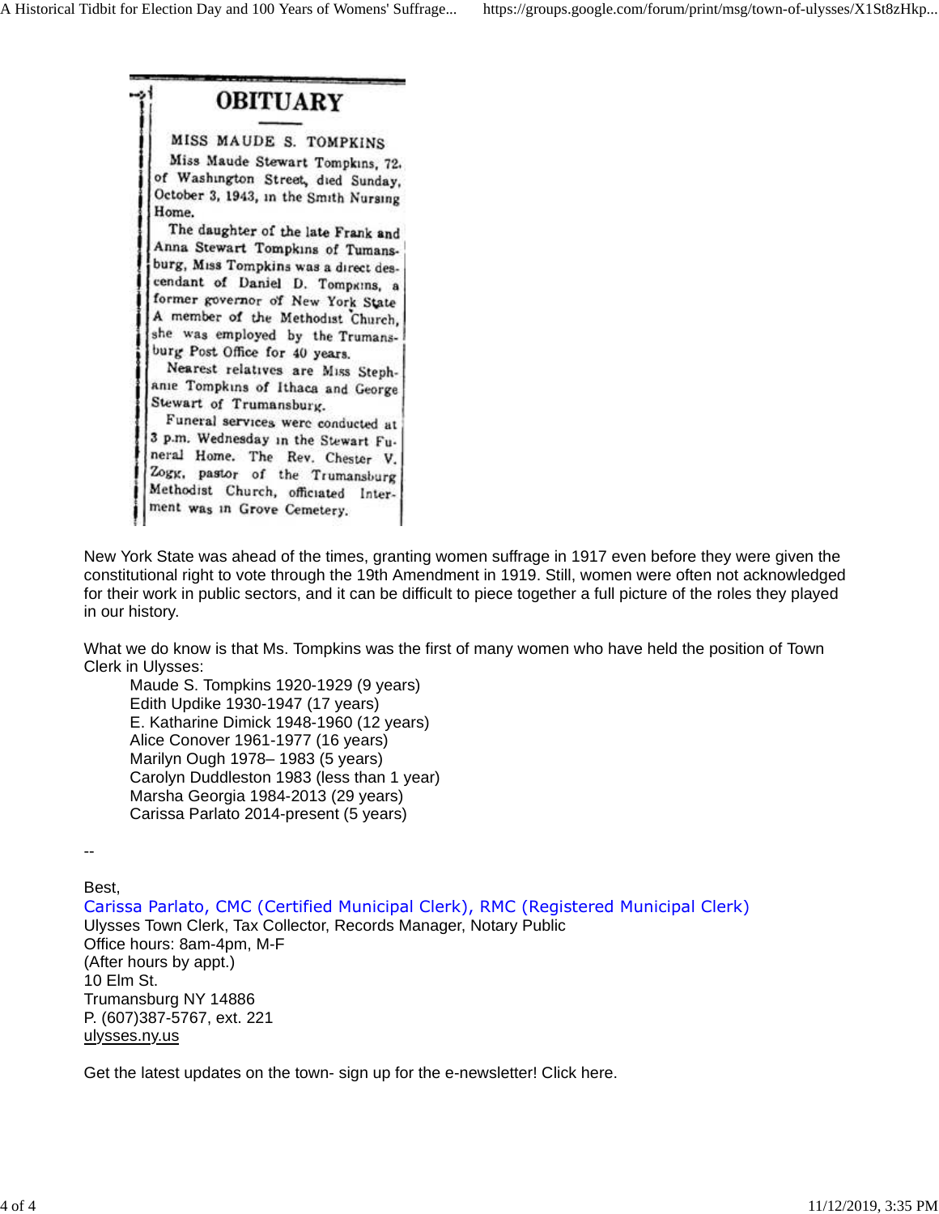# OBITUARY

MISS MAUDE S. TOMPKINS

Miss Maude Stewart Tompkins, 72, of Washington Street, died Sunday, October 3, 1943, in the Smith Nursing Home.

The daughter of the late Frank and Anna Stewart Tompkins of Trumansburg, Miss Tompkins was a direct descendant of Daniel D. Tompkins, a former governor of New York State. A member of the Methodist Church, she was employed by the Trumansburg Post Office for 40 years.

Nearest relatives are Miss Stephanie Tompkins of Ithaca and George Stewart of Trumansburg.

Funeral services were conducted at 3 p.m. Wednesday in the Stewart Funeral Home. The Rev. Chester V. Zogg, pastor of the Trumansburg Methodist Church, officiated. Interment was in Grove Cemetery.

New York State was ahead of the times, granting women suffrage in 1917 even before they were given the constitutional right to vote through the 19th Amendment in 1919. Still, women were often not acknowledged for their work in public sectors, and it can be difficult to piece together a full picture of the roles they played in our history.

What we do know is that Ms. Tompkins was the first of many women who have held the position of Town Clerk in Ulysses:

Maude S. Tompkins 1920-1929 (9 years)
Edith Updike 1930-1947 (17 years)
E. Katharine Dimick 1948-1960 (12 years)
Alice Conover 1961-1977 (16 years)
Marilyn Ough 1978– 1983 (5 years)
Carolyn Duddleston 1983 (less than 1 year)
Marsha Georgia 1984-2013 (29 years)
Carissa Parlato 2014-present (5 years)

--

Best,
Carissa Parlato, CMC (Certified Municipal Clerk), RMC (Registered Municipal Clerk)
Ulysses Town Clerk, Tax Collector, Records Manager, Notary Public
Office hours: 8am-4pm, M-F
(After hours by appt.)
10 Elm St.
Trumansburg NY 14886
P. (607)387-5767, ext. 221
ulysses.ny.us

Get the latest updates on the town- sign up for the e-newsletter! Click here.